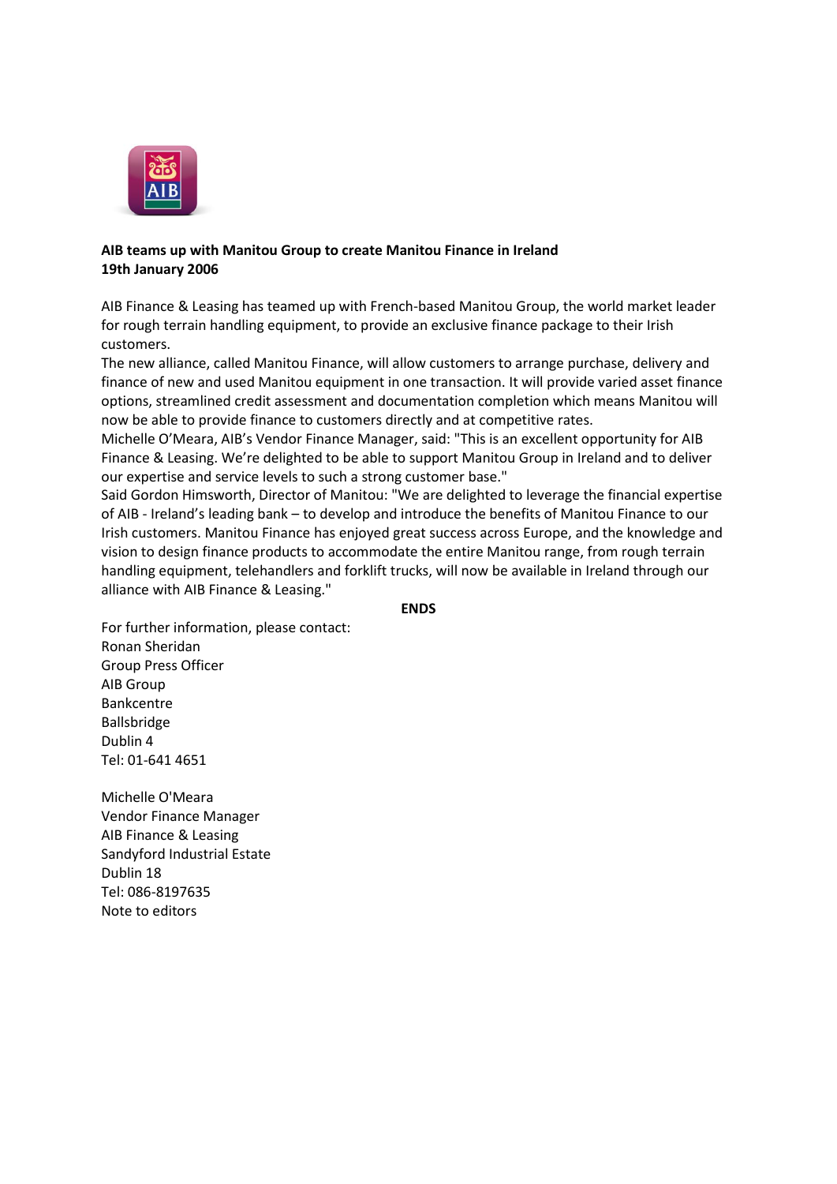**AIB teams up with Manitou Group to create Manitou Finance in Ireland**
**19th January 2006**

AIB Finance & Leasing has teamed up with French-based Manitou Group, the world market leader for rough terrain handling equipment, to provide an exclusive finance package to their Irish customers.

The new alliance, called Manitou Finance, will allow customers to arrange purchase, delivery and finance of new and used Manitou equipment in one transaction. It will provide varied asset finance options, streamlined credit assessment and documentation completion which means Manitou will now be able to provide finance to customers directly and at competitive rates.

Michelle O'Meara, AIB's Vendor Finance Manager, said: "This is an excellent opportunity for AIB Finance & Leasing. We're delighted to be able to support Manitou Group in Ireland and to deliver our expertise and service levels to such a strong customer base."

Said Gordon Himsworth, Director of Manitou: "We are delighted to leverage the financial expertise of AIB - Ireland's leading bank – to develop and introduce the benefits of Manitou Finance to our Irish customers. Manitou Finance has enjoyed great success across Europe, and the knowledge and vision to design finance products to accommodate the entire Manitou range, from rough terrain handling equipment, telehandlers and forklift trucks, will now be available in Ireland through our alliance with AIB Finance & Leasing."

**ENDS**

For further information, please contact:
Ronan Sheridan
Group Press Officer
AIB Group
Bankcentre
Ballsbridge
Dublin 4
Tel: 01-641 4651

Michelle O'Meara
Vendor Finance Manager
AIB Finance & Leasing
Sandyford Industrial Estate
Dublin 18
Tel: 086-8197635
Note to editors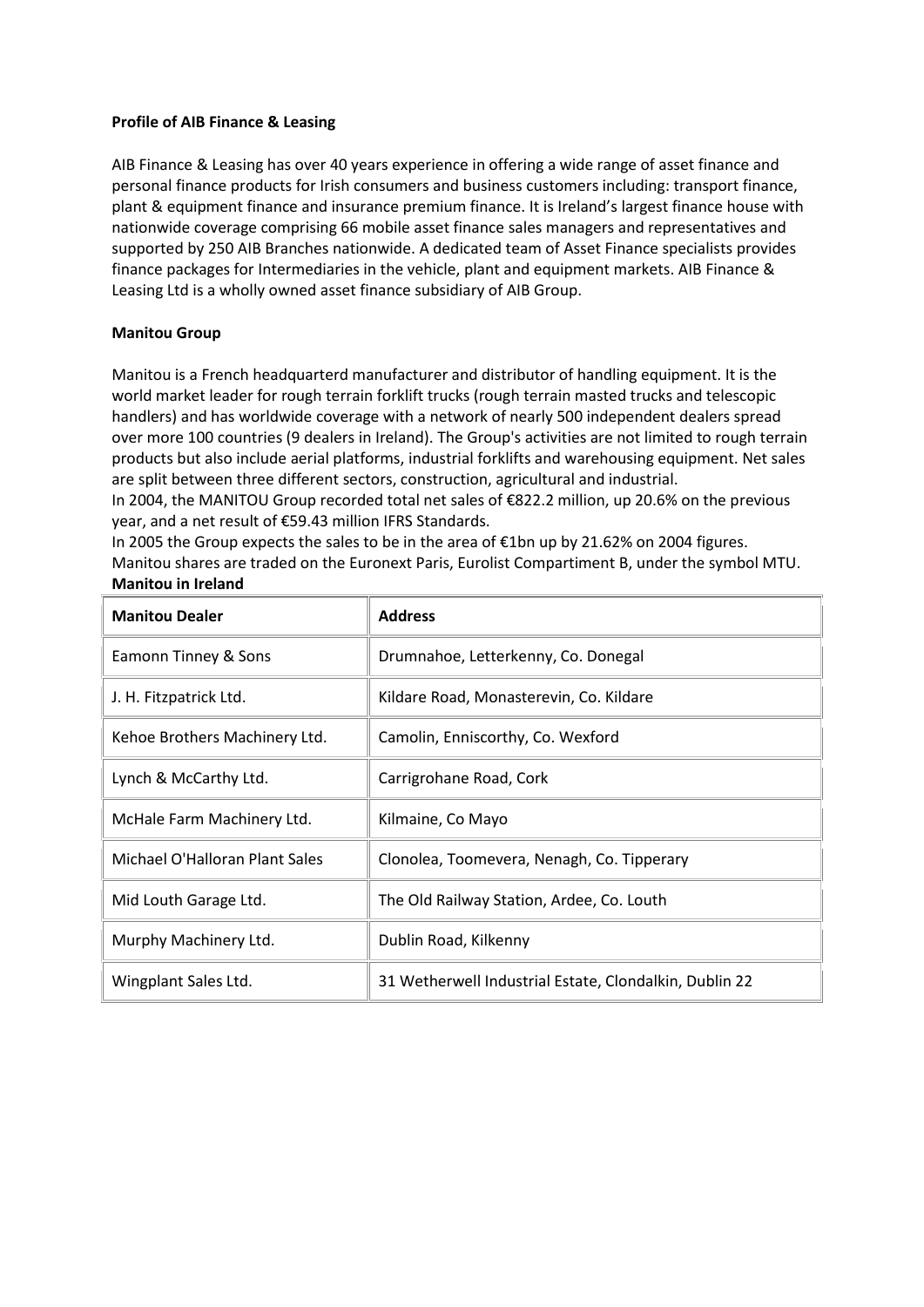**Profile of AIB Finance & Leasing**

AIB Finance & Leasing has over 40 years experience in offering a wide range of asset finance and personal finance products for Irish consumers and business customers including: transport finance, plant & equipment finance and insurance premium finance. It is Ireland's largest finance house with nationwide coverage comprising 66 mobile asset finance sales managers and representatives and supported by 250 AIB Branches nationwide. A dedicated team of Asset Finance specialists provides finance packages for Intermediaries in the vehicle, plant and equipment markets. AIB Finance & Leasing Ltd is a wholly owned asset finance subsidiary of AIB Group.

**Manitou Group**

Manitou is a French headquarterd manufacturer and distributor of handling equipment. It is the world market leader for rough terrain forklift trucks (rough terrain masted trucks and telescopic handlers) and has worldwide coverage with a network of nearly 500 independent dealers spread over more 100 countries (9 dealers in Ireland). The Group's activities are not limited to rough terrain products but also include aerial platforms, industrial forklifts and warehousing equipment. Net sales are split between three different sectors, construction, agricultural and industrial.
In 2004, the MANITOU Group recorded total net sales of €822.2 million, up 20.6% on the previous year, and a net result of €59.43 million IFRS Standards.
In 2005 the Group expects the sales to be in the area of €1bn up by 21.62% on 2004 figures.
Manitou shares are traded on the Euronext Paris, Eurolist Compartiment B, under the symbol MTU.

**Manitou in Ireland**

| Manitou Dealer | Address |
|---|---|
| Eamonn Tinney & Sons | Drumnahoe, Letterkenny, Co. Donegal |
| J. H. Fitzpatrick Ltd. | Kildare Road, Monasterevin, Co. Kildare |
| Kehoe Brothers Machinery Ltd. | Camolin, Enniscorthy, Co. Wexford |
| Lynch & McCarthy Ltd. | Carrigrohane Road, Cork |
| McHale Farm Machinery Ltd. | Kilmaine, Co Mayo |
| Michael O'Halloran Plant Sales | Clonolea, Toomevera, Nenagh, Co. Tipperary |
| Mid Louth Garage Ltd. | The Old Railway Station, Ardee, Co. Louth |
| Murphy Machinery Ltd. | Dublin Road, Kilkenny |
| Wingplant Sales Ltd. | 31 Wetherwell Industrial Estate, Clondalkin, Dublin 22 |